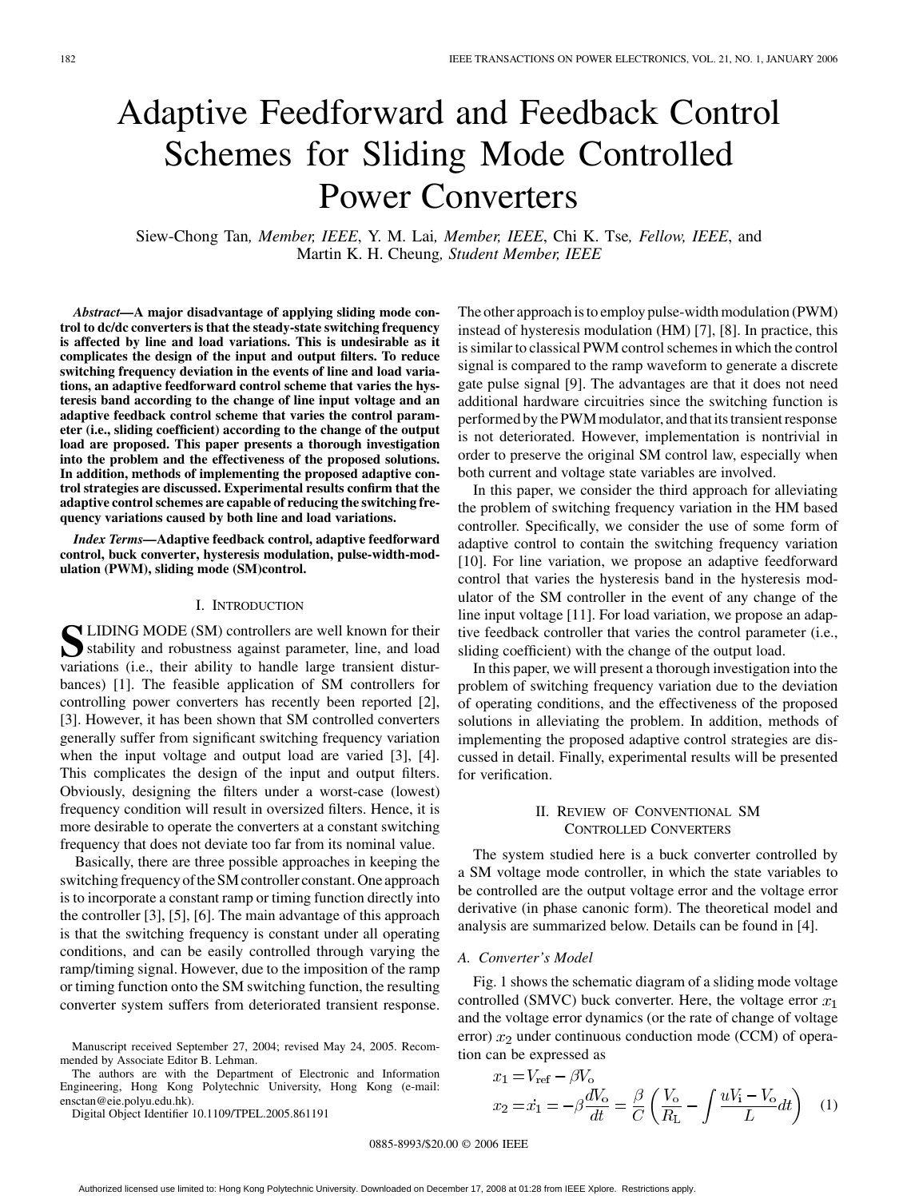# Adaptive Feedforward and Feedback Control Schemes for Sliding Mode Controlled Power Converters

Siew-Chong Tan, *Member, IEEE*, Y. M. Lai, *Member, IEEE*, Chi K. Tse, *Fellow, IEEE*, and Martin K. H. Cheung, *Student Member, IEEE*

***Abstract*—A major disadvantage of applying sliding mode control to dc/dc converters is that the steady-state switching frequency is affected by line and load variations. This is undesirable as it complicates the design of the input and output filters. To reduce switching frequency deviation in the events of line and load variations, an adaptive feedforward control scheme that varies the hysteresis band according to the change of line input voltage and an adaptive feedback control scheme that varies the control parameter (i.e., sliding coefficient) according to the change of the output load are proposed. This paper presents a thorough investigation into the problem and the effectiveness of the proposed solutions. In addition, methods of implementing the proposed adaptive control strategies are discussed. Experimental results confirm that the adaptive control schemes are capable of reducing the switching frequency variations caused by both line and load variations.**

***Index Terms*—Adaptive feedback control, adaptive feedforward control, buck converter, hysteresis modulation, pulse-width-modulation (PWM), sliding mode (SM)control.**

## I. Introduction

Sliding mode (SM) controllers are well known for their stability and robustness against parameter, line, and load variations (i.e., their ability to handle large transient disturbances) [1]. The feasible application of SM controllers for controlling power converters has recently been reported [2], [3]. However, it has been shown that SM controlled converters generally suffer from significant switching frequency variation when the input voltage and output load are varied [3], [4]. This complicates the design of the input and output filters. Obviously, designing the filters under a worst-case (lowest) frequency condition will result in oversized filters. Hence, it is more desirable to operate the converters at a constant switching frequency that does not deviate too far from its nominal value.

Basically, there are three possible approaches in keeping the switching frequency of the SM controller constant. One approach is to incorporate a constant ramp or timing function directly into the controller [3], [5], [6]. The main advantage of this approach is that the switching frequency is constant under all operating conditions, and can be easily controlled through varying the ramp/timing signal. However, due to the imposition of the ramp or timing function onto the SM switching function, the resulting converter system suffers from deteriorated transient response. The other approach is to employ pulse-width modulation (PWM) instead of hysteresis modulation (HM) [7], [8]. In practice, this is similar to classical PWM control schemes in which the control signal is compared to the ramp waveform to generate a discrete gate pulse signal [9]. The advantages are that it does not need additional hardware circuitries since the switching function is performed by the PWM modulator, and that its transient response is not deteriorated. However, implementation is nontrivial in order to preserve the original SM control law, especially when both current and voltage state variables are involved.

In this paper, we consider the third approach for alleviating the problem of switching frequency variation in the HM based controller. Specifically, we consider the use of some form of adaptive control to contain the switching frequency variation [10]. For line variation, we propose an adaptive feedforward control that varies the hysteresis band in the hysteresis modulator of the SM controller in the event of any change of the line input voltage [11]. For load variation, we propose an adaptive feedback controller that varies the control parameter (i.e., sliding coefficient) with the change of the output load.

In this paper, we will present a thorough investigation into the problem of switching frequency variation due to the deviation of operating conditions, and the effectiveness of the proposed solutions in alleviating the problem. In addition, methods of implementing the proposed adaptive control strategies are discussed in detail. Finally, experimental results will be presented for verification.

## II. Review of Conventional SM Controlled Converters

The system studied here is a buck converter controlled by a SM voltage mode controller, in which the state variables to be controlled are the output voltage error and the voltage error derivative (in phase canonic form). The theoretical model and analysis are summarized below. Details can be found in [4].

### A. Converter's Model

Fig. 1 shows the schematic diagram of a sliding mode voltage controlled (SMVC) buck converter. Here, the voltage error $x_1$ and the voltage error dynamics (or the rate of change of voltage error) $x_2$ under continuous conduction mode (CCM) of operation can be expressed as

$$
\begin{aligned}
x_1 &= V_{\mathrm{ref}} - \beta V_{\mathrm{o}} \\
x_2 &= \dot{x_1} = -\beta \frac{dV_{\mathrm{o}}}{dt} = \frac{\beta}{C}\left(\frac{V_{\mathrm{o}}}{R_{\mathrm{L}}} - \int \frac{uV_{\mathrm{i}} - V_{\mathrm{o}}}{L} dt\right)
\end{aligned}
\quad (1)
$$

Manuscript received September 27, 2004; revised May 24, 2005. Recommended by Associate Editor B. Lehman.

The authors are with the Department of Electronic and Information Engineering, Hong Kong Polytechnic University, Hong Kong (e-mail: ensctan@eie.polyu.edu.hk).

Digital Object Identifier 10.1109/TPEL.2005.861191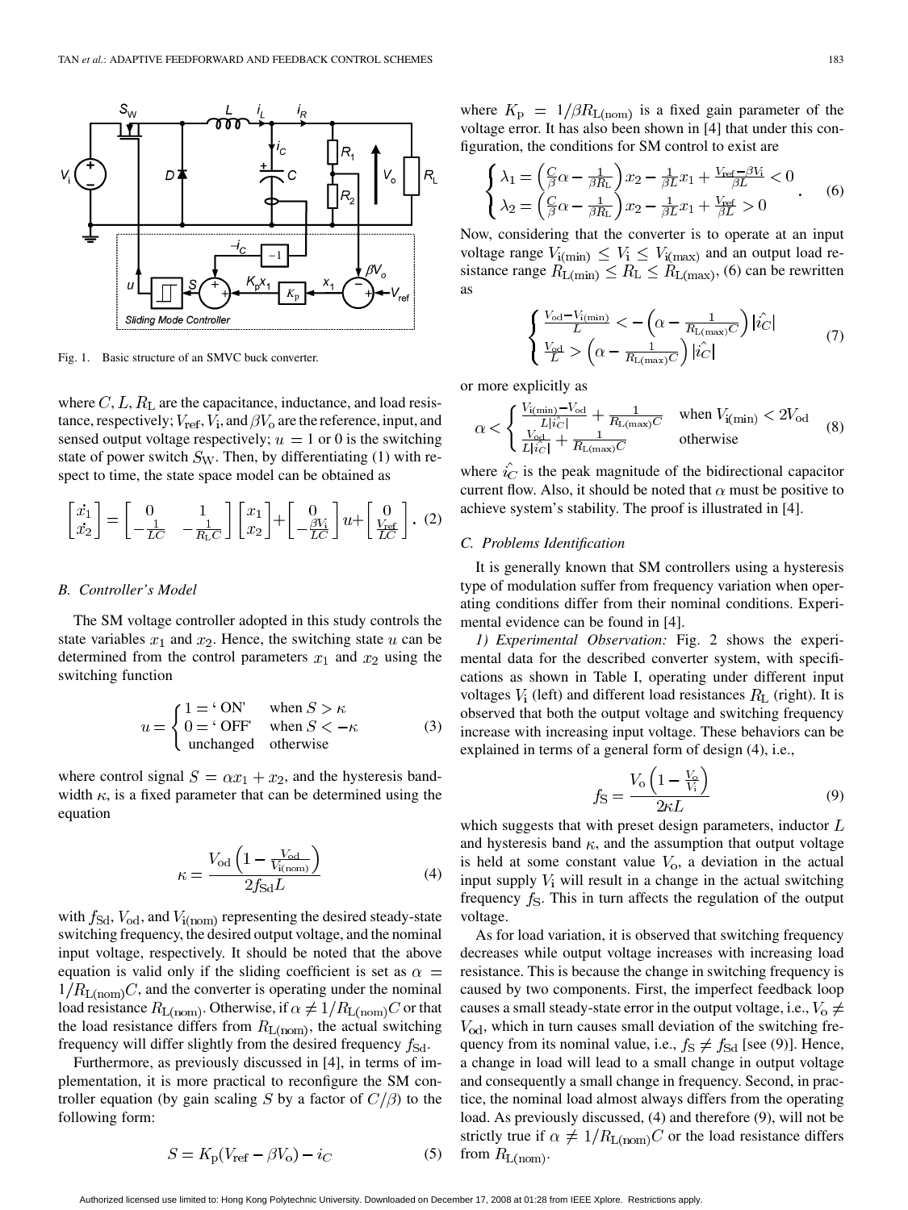Fig. 1. Basic structure of an SMVC buck converter.

where $C, L, R_L$ are the capacitance, inductance, and load resistance, respectively; $V_{ref}$, $V_i$, and $\beta V_o$ are the reference, input, and sensed output voltage respectively; $u = 1$ or 0 is the switching state of power switch $S_W$. Then, by differentiating (1) with respect to time, the state space model can be obtained as

$$\begin{bmatrix} \dot{x_1} \\ \dot{x_2} \end{bmatrix} = \begin{bmatrix} 0 & 1 \\ -\frac{1}{LC} & -\frac{1}{R_L C} \end{bmatrix} \begin{bmatrix} x_1 \\ x_2 \end{bmatrix} + \begin{bmatrix} 0 \\ -\frac{\beta V_i}{LC} \end{bmatrix} u + \begin{bmatrix} 0 \\ \frac{V_{ref}}{LC} \end{bmatrix}. \quad (2)$$

### B. Controller's Model

The SM voltage controller adopted in this study controls the state variables $x_1$ and $x_2$. Hence, the switching state $u$ can be determined from the control parameters $x_1$ and $x_2$ using the switching function

$$u = \begin{cases} 1 = \text{'ON'} & \text{when } S > \kappa \\ 0 = \text{'OFF'} & \text{when } S < -\kappa \\ \text{unchanged} & \text{otherwise} \end{cases} \quad (3)$$

where control signal $S = \alpha x_1 + x_2$, and the hysteresis bandwidth $\kappa$, is a fixed parameter that can be determined using the equation

$$\kappa = \frac{V_{od}\left(1 - \frac{V_{od}}{V_{i(nom)}}\right)}{2 f_{Sd} L} \quad (4)$$

with $f_{Sd}$, $V_{od}$, and $V_{i(nom)}$ representing the desired steady-state switching frequency, the desired output voltage, and the nominal input voltage, respectively. It should be noted that the above equation is valid only if the sliding coefficient is set as $\alpha = 1/R_{L(nom)}C$, and the converter is operating under the nominal load resistance $R_{L(nom)}$. Otherwise, if $\alpha \neq 1/R_{L(nom)}C$ or that the load resistance differs from $R_{L(nom)}$, the actual switching frequency will differ slightly from the desired frequency $f_{Sd}$.

Furthermore, as previously discussed in [4], in terms of implementation, it is more practical to reconfigure the SM controller equation (by gain scaling $S$ by a factor of $C/\beta$) to the following form:

$$S = K_p(V_{ref} - \beta V_o) - i_C \quad (5)$$

where $K_p = 1/\beta R_{L(nom)}$ is a fixed gain parameter of the voltage error. It has also been shown in [4] that under this configuration, the conditions for SM control to exist are

$$\begin{cases} \lambda_1 = \left(\frac{C}{\beta}\alpha - \frac{1}{\beta R_L}\right) x_2 - \frac{1}{\beta L} x_1 + \frac{V_{ref} - \beta V_i}{\beta L} < 0 \\ \lambda_2 = \left(\frac{C}{\beta}\alpha - \frac{1}{\beta R_L}\right) x_2 - \frac{1}{\beta L} x_1 + \frac{V_{ref}}{\beta L} > 0 \end{cases}. \quad (6)$$

Now, considering that the converter is to operate at an input voltage range $V_{i(min)} \leq V_i \leq V_{i(max)}$ and an output load resistance range $R_{L(min)} \leq R_L \leq R_{L(max)}$, (6) can be rewritten as

$$\begin{cases} \frac{V_{od} - V_{i(min)}}{L} < -\left(\alpha - \frac{1}{R_{L(max)}C}\right) |\hat{i_C}| \\ \frac{V_{od}}{L} > \left(\alpha - \frac{1}{R_{L(max)}C}\right) |\hat{i_C}| \end{cases} \quad (7)$$

or more explicitly as

$$\alpha < \begin{cases} \frac{V_{i(min)} - V_{od}}{L|\hat{i_C}|} + \frac{1}{R_{L(max)}C} & \text{when } V_{i(min)} < 2V_{od} \\ \frac{V_{od}}{L|\hat{i_C}|} + \frac{1}{R_{L(max)}C} & \text{otherwise} \end{cases} \quad (8)$$

where $\hat{i_C}$ is the peak magnitude of the bidirectional capacitor current flow. Also, it should be noted that $\alpha$ must be positive to achieve system's stability. The proof is illustrated in [4].

### C. Problems Identification

It is generally known that SM controllers using a hysteresis type of modulation suffer from frequency variation when operating conditions differ from their nominal conditions. Experimental evidence can be found in [4].

*1) Experimental Observation:* Fig. 2 shows the experimental data for the described converter system, with specifications as shown in Table I, operating under different input voltages $V_i$ (left) and different load resistances $R_L$ (right). It is observed that both the output voltage and switching frequency increase with increasing input voltage. These behaviors can be explained in terms of a general form of design (4), i.e.,

$$f_S = \frac{V_o\left(1 - \frac{V_o}{V_i}\right)}{2\kappa L} \quad (9)$$

which suggests that with preset design parameters, inductor $L$ and hysteresis band $\kappa$, and the assumption that output voltage is held at some constant value $V_o$, a deviation in the actual input supply $V_i$ will result in a change in the actual switching frequency $f_S$. This in turn affects the regulation of the output voltage.

As for load variation, it is observed that switching frequency decreases while output voltage increases with increasing load resistance. This is because the change in switching frequency is caused by two components. First, the imperfect feedback loop causes a small steady-state error in the output voltage, i.e., $V_o \neq V_{od}$, which in turn causes small deviation of the switching frequency from its nominal value, i.e., $f_S \neq f_{Sd}$ [see (9)]. Hence, a change in load will lead to a small change in output voltage and consequently a small change in frequency. Second, in practice, the nominal load almost always differs from the operating load. As previously discussed, (4) and therefore (9), will not be strictly true if $\alpha \neq 1/R_{L(nom)}C$ or the load resistance differs from $R_{L(nom)}$.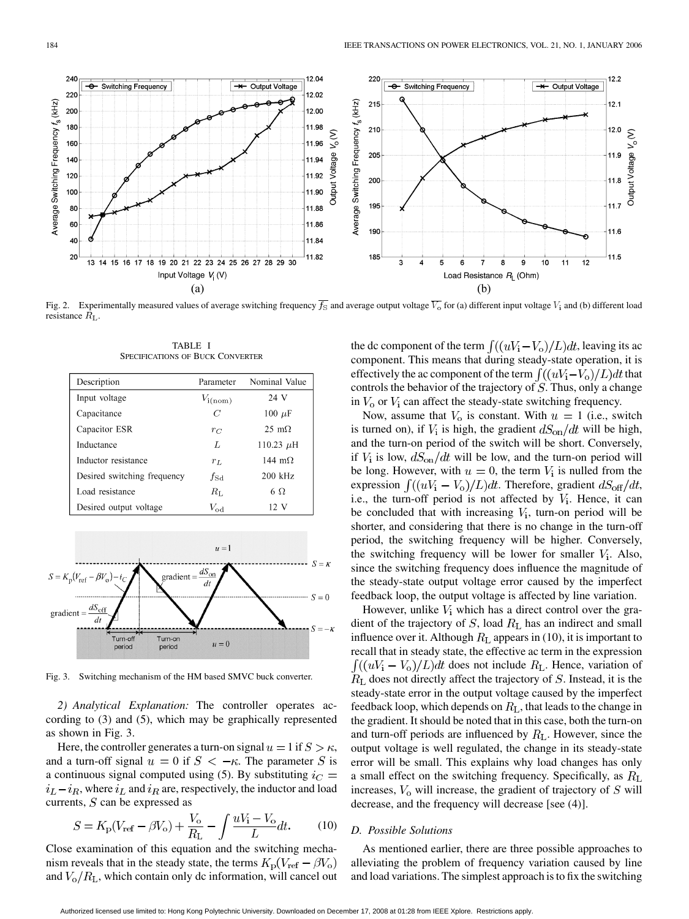Fig. 2. Experimentally measured values of average switching frequency $\overline{f_S}$ and average output voltage $\overline{V_o}$ for (a) different input voltage $V_i$ and (b) different load resistance $R_L$.

TABLE I
SPECIFICATIONS OF BUCK CONVERTER

| Description | Parameter | Nominal Value |
|---|---|---|
| Input voltage | $V_{i(nom)}$ | 24 V |
| Capacitance | $C$ | 100 $\mu$F |
| Capacitor ESR | $r_C$ | 25 m$\Omega$ |
| Inductance | $L$ | 110.23 $\mu$H |
| Inductor resistance | $r_L$ | 144 m$\Omega$ |
| Desired switching frequency | $f_{Sd}$ | 200 kHz |
| Load resistance | $R_L$ | 6 $\Omega$ |
| Desired output voltage | $V_{od}$ | 12 V |

Fig. 3. Switching mechanism of the HM based SMVC buck converter.

*2) Analytical Explanation:* The controller operates according to (3) and (5), which may be graphically represented as shown in Fig. 3.

Here, the controller generates a turn-on signal $u = 1$ if $S > \kappa$, and a turn-off signal $u = 0$ if $S < -\kappa$. The parameter $S$ is a continuous signal computed using (5). By substituting $i_C = i_L - i_R$, where $i_L$ and $i_R$ are, respectively, the inductor and load currents, $S$ can be expressed as

$$S = K_p(V_{ref} - \beta V_o) + \frac{V_o}{R_L} - \int \frac{uV_i - V_o}{L} dt. \tag{10}$$

Close examination of this equation and the switching mechanism reveals that in the steady state, the terms $K_p(V_{ref} - \beta V_o)$ and $V_o/R_L$, which contain only dc information, will cancel out the dc component of the term $\int((uV_i - V_o)/L)dt$, leaving its ac component. This means that during steady-state operation, it is effectively the ac component of the term $\int((uV_i - V_o)/L)dt$ that controls the behavior of the trajectory of $S$. Thus, only a change in $V_o$ or $V_i$ can affect the steady-state switching frequency.

Now, assume that $V_o$ is constant. With $u = 1$ (i.e., switch is turned on), if $V_i$ is high, the gradient $dS_{on}/dt$ will be high, and the turn-on period of the switch will be short. Conversely, if $V_i$ is low, $dS_{on}/dt$ will be low, and the turn-on period will be long. However, with $u = 0$, the term $V_i$ is nulled from the expression $\int((uV_i - V_o)/L)dt$. Therefore, gradient $dS_{off}/dt$, i.e., the turn-off period is not affected by $V_i$. Hence, it can be concluded that with increasing $V_i$, turn-on period will be shorter, and considering that there is no change in the turn-off period, the switching frequency will be higher. Conversely, the switching frequency will be lower for smaller $V_i$. Also, since the switching frequency does influence the magnitude of the steady-state output voltage error caused by the imperfect feedback loop, the output voltage is affected by line variation.

However, unlike $V_i$ which has a direct control over the gradient of the trajectory of $S$, load $R_L$ has an indirect and small influence over it. Although $R_L$ appears in (10), it is important to recall that in steady state, the effective ac term in the expression $\int((uV_i - V_o)/L)dt$ does not include $R_L$. Hence, variation of $R_L$ does not directly affect the trajectory of $S$. Instead, it is the steady-state error in the output voltage caused by the imperfect feedback loop, which depends on $R_L$, that leads to the change in the gradient. It should be noted that in this case, both the turn-on and turn-off periods are influenced by $R_L$. However, since the output voltage is well regulated, the change in its steady-state error will be small. This explains why load changes has only a small effect on the switching frequency. Specifically, as $R_L$ increases, $V_o$ will increase, the gradient of trajectory of $S$ will decrease, and the frequency will decrease [see (4)].

### D. Possible Solutions

As mentioned earlier, there are three possible approaches to alleviating the problem of frequency variation caused by line and load variations. The simplest approach is to fix the switching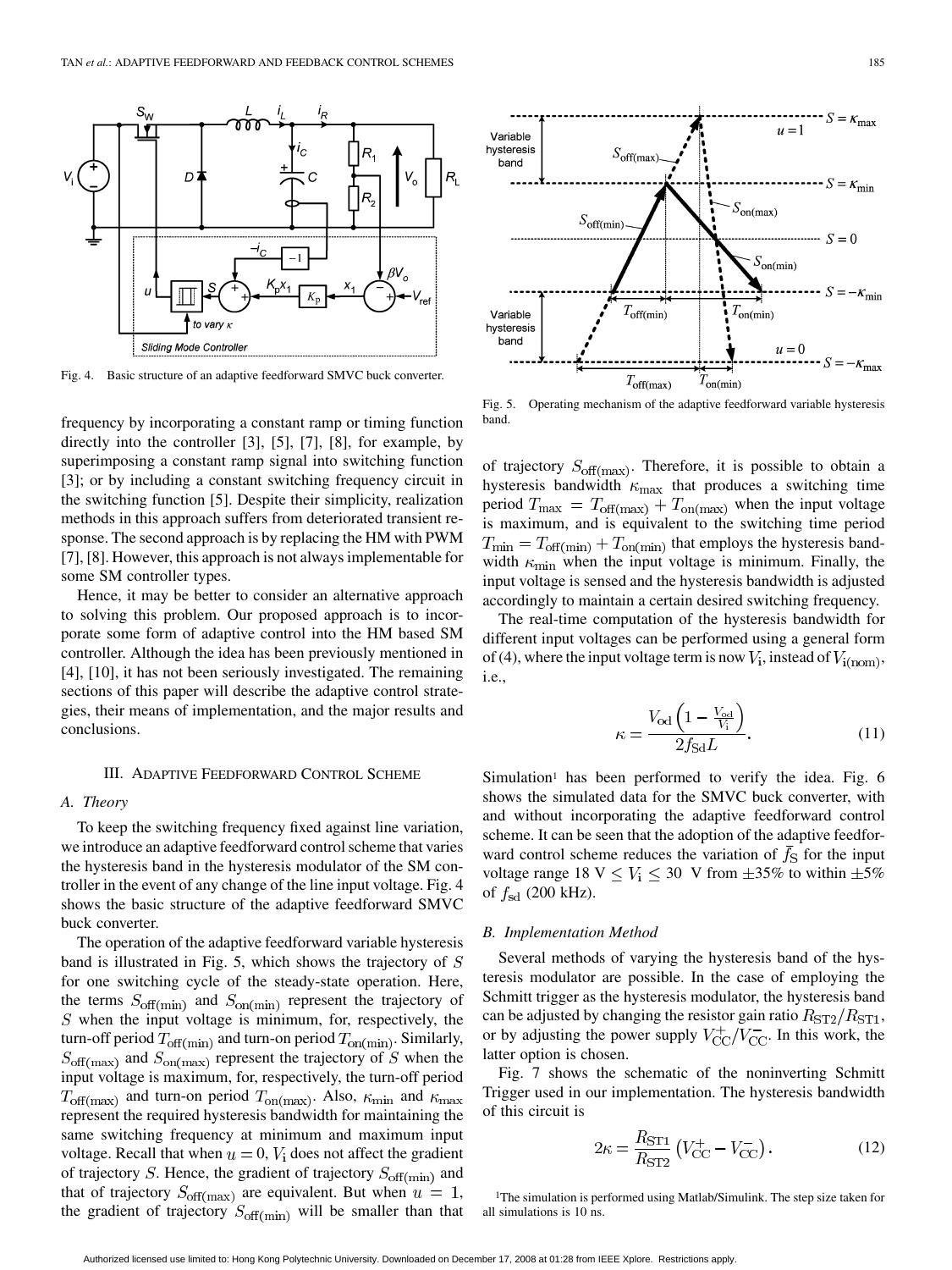Fig. 4. Basic structure of an adaptive feedforward SMVC buck converter.

Fig. 5. Operating mechanism of the adaptive feedforward variable hysteresis band.

frequency by incorporating a constant ramp or timing function directly into the controller [3], [5], [7], [8], for example, by superimposing a constant ramp signal into switching function [3]; or by including a constant switching frequency circuit in the switching function [5]. Despite their simplicity, realization methods in this approach suffers from deteriorated transient response. The second approach is by replacing the HM with PWM [7], [8]. However, this approach is not always implementable for some SM controller types.

Hence, it may be better to consider an alternative approach to solving this problem. Our proposed approach is to incorporate some form of adaptive control into the HM based SM controller. Although the idea has been previously mentioned in [4], [10], it has not been seriously investigated. The remaining sections of this paper will describe the adaptive control strategies, their means of implementation, and the major results and conclusions.

## III. Adaptive Feedforward Control Scheme

### A. Theory

To keep the switching frequency fixed against line variation, we introduce an adaptive feedforward control scheme that varies the hysteresis band in the hysteresis modulator of the SM controller in the event of any change of the line input voltage. Fig. 4 shows the basic structure of the adaptive feedforward SMVC buck converter.

The operation of the adaptive feedforward variable hysteresis band is illustrated in Fig. 5, which shows the trajectory of $S$ for one switching cycle of the steady-state operation. Here, the terms $S_{\mathrm{off(min)}}$ and $S_{\mathrm{on(min)}}$ represent the trajectory of $S$ when the input voltage is minimum, for, respectively, the turn-off period $T_{\mathrm{off(min)}}$ and turn-on period $T_{\mathrm{on(min)}}$. Similarly, $S_{\mathrm{off(max)}}$ and $S_{\mathrm{on(max)}}$ represent the trajectory of $S$ when the input voltage is maximum, for, respectively, the turn-off period $T_{\mathrm{off(max)}}$ and turn-on period $T_{\mathrm{on(max)}}$. Also, $\kappa_{\min}$ and $\kappa_{\max}$ represent the required hysteresis bandwidth for maintaining the same switching frequency at minimum and maximum input voltage. Recall that when $u = 0$, $V_{\mathrm{i}}$ does not affect the gradient of trajectory $S$. Hence, the gradient of trajectory $S_{\mathrm{off(min)}}$ and that of trajectory $S_{\mathrm{off(max)}}$ are equivalent. But when $u = 1$, the gradient of trajectory $S_{\mathrm{off(min)}}$ will be smaller than that of trajectory $S_{\mathrm{off(max)}}$. Therefore, it is possible to obtain a hysteresis bandwidth $\kappa_{\max}$ that produces a switching time period $T_{\max} = T_{\mathrm{off(max)}} + T_{\mathrm{on(max)}}$ when the input voltage is maximum, and is equivalent to the switching time period $T_{\min} = T_{\mathrm{off(min)}} + T_{\mathrm{on(min)}}$ that employs the hysteresis bandwidth $\kappa_{\min}$ when the input voltage is minimum. Finally, the input voltage is sensed and the hysteresis bandwidth is adjusted accordingly to maintain a certain desired switching frequency.

The real-time computation of the hysteresis bandwidth for different input voltages can be performed using a general form of (4), where the input voltage term is now $V_{\mathrm{i}}$, instead of $V_{\mathrm{i(nom)}}$, i.e.,

$$\kappa = \frac{V_{\mathrm{od}}\left(1 - \frac{V_{\mathrm{od}}}{V_{\mathrm{i}}}\right)}{2 f_{\mathrm{Sd}} L}. \tag{11}$$

Simulation[1] has been performed to verify the idea. Fig. 6 shows the simulated data for the SMVC buck converter, with and without incorporating the adaptive feedforward control scheme. It can be seen that the adoption of the adaptive feedforward control scheme reduces the variation of $\bar{f}_{\mathrm{S}}$ for the input voltage range $18\ \mathrm{V} \leq V_{\mathrm{i}} \leq 30\ \mathrm{V}$ from $\pm 35\%$ to within $\pm 5\%$ of $f_{\mathrm{sd}}$ (200 kHz).

### B. Implementation Method

Several methods of varying the hysteresis band of the hysteresis modulator are possible. In the case of employing the Schmitt trigger as the hysteresis modulator, the hysteresis band can be adjusted by changing the resistor gain ratio $R_{\mathrm{ST2}}/R_{\mathrm{ST1}}$, or by adjusting the power supply $V_{\mathrm{CC}}^{+}/V_{\mathrm{CC}}^{-}$. In this work, the latter option is chosen.

Fig. 7 shows the schematic of the noninverting Schmitt Trigger used in our implementation. The hysteresis bandwidth of this circuit is

$$2\kappa = \frac{R_{\mathrm{ST1}}}{R_{\mathrm{ST2}}}\left(V_{\mathrm{CC}}^{+} - V_{\mathrm{CC}}^{-}\right). \tag{12}$$

[1] The simulation is performed using Matlab/Simulink. The step size taken for all simulations is 10 ns.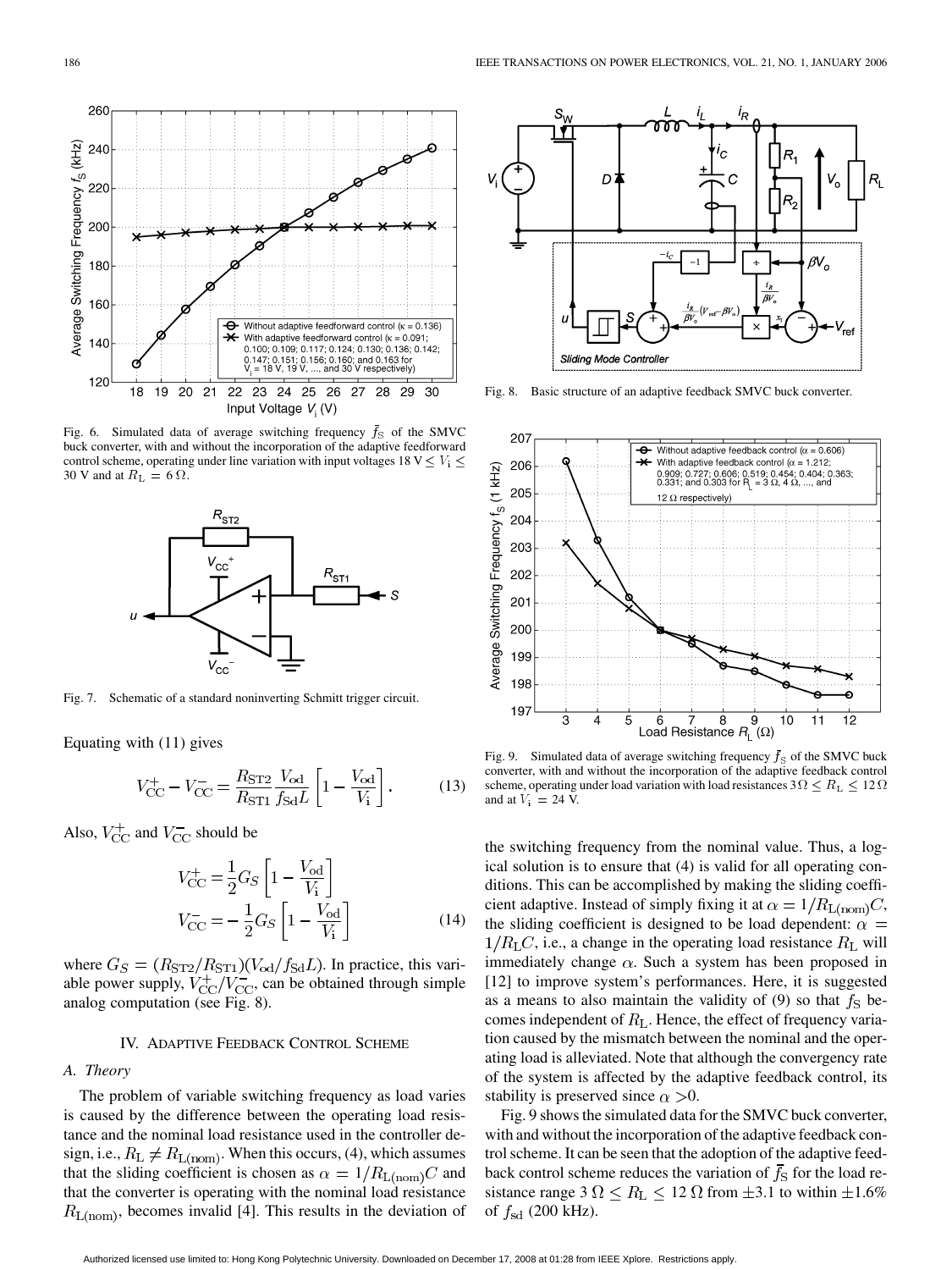Fig. 6. Simulated data of average switching frequency $\bar{f}_S$ of the SMVC buck converter, with and without the incorporation of the adaptive feedforward control scheme, operating under line variation with input voltages 18 V $\leq V_i \leq$ 30 V and at $R_L = 6\ \Omega$.

Fig. 7. Schematic of a standard noninverting Schmitt trigger circuit.

Equating with (11) gives

$$V_{CC}^{+} - V_{CC}^{-} = \frac{R_{ST2}}{R_{ST1}} \frac{V_{od}}{f_{Sd} L} \left[1 - \frac{V_{od}}{V_i}\right]. \tag{13}$$

Also, $V_{CC}^{+}$ and $V_{CC}^{-}$ should be

$$V_{CC}^{+} = \frac{1}{2} G_S \left[1 - \frac{V_{od}}{V_i}\right]$$
$$V_{CC}^{-} = -\frac{1}{2} G_S \left[1 - \frac{V_{od}}{V_i}\right] \tag{14}$$

where $G_S = (R_{ST2}/R_{ST1})(V_{od}/f_{Sd}L)$. In practice, this variable power supply, $V_{CC}^{+}/V_{CC}^{-}$, can be obtained through simple analog computation (see Fig. 8).

## IV. Adaptive Feedback Control Scheme

### A. Theory

The problem of variable switching frequency as load varies is caused by the difference between the operating load resistance and the nominal load resistance used in the controller design, i.e., $R_L \neq R_{L(nom)}$. When this occurs, (4), which assumes that the sliding coefficient is chosen as $\alpha = 1/R_{L(nom)}C$ and that the converter is operating with the nominal load resistance $R_{L(nom)}$, becomes invalid [4]. This results in the deviation of the switching frequency from the nominal value. Thus, a logical solution is to ensure that (4) is valid for all operating conditions. This can be accomplished by making the sliding coefficient adaptive. Instead of simply fixing it at $\alpha = 1/R_{L(nom)}C$, the sliding coefficient is designed to be load dependent: $\alpha = 1/R_L C$, i.e., a change in the operating load resistance $R_L$ will immediately change $\alpha$. Such a system has been proposed in [12] to improve system's performances. Here, it is suggested as a means to also maintain the validity of (9) so that $f_S$ becomes independent of $R_L$. Hence, the effect of frequency variation caused by the mismatch between the nominal and the operating load is alleviated. Note that although the convergency rate of the system is affected by the adaptive feedback control, its stability is preserved since $\alpha > 0$.

Fig. 8. Basic structure of an adaptive feedback SMVC buck converter.

Fig. 9. Simulated data of average switching frequency $\bar{f}_S$ of the SMVC buck converter, with and without the incorporation of the adaptive feedback control scheme, operating under load variation with load resistances $3\ \Omega \leq R_L \leq 12\ \Omega$ and at $V_i = 24$ V.

Fig. 9 shows the simulated data for the SMVC buck converter, with and without the incorporation of the adaptive feedback control scheme. It can be seen that the adoption of the adaptive feedback control scheme reduces the variation of $\bar{f}_S$ for the load resistance range $3\ \Omega \leq R_L \leq 12\ \Omega$ from $\pm 3.1$ to within $\pm 1.6\%$ of $f_{sd}$ (200 kHz).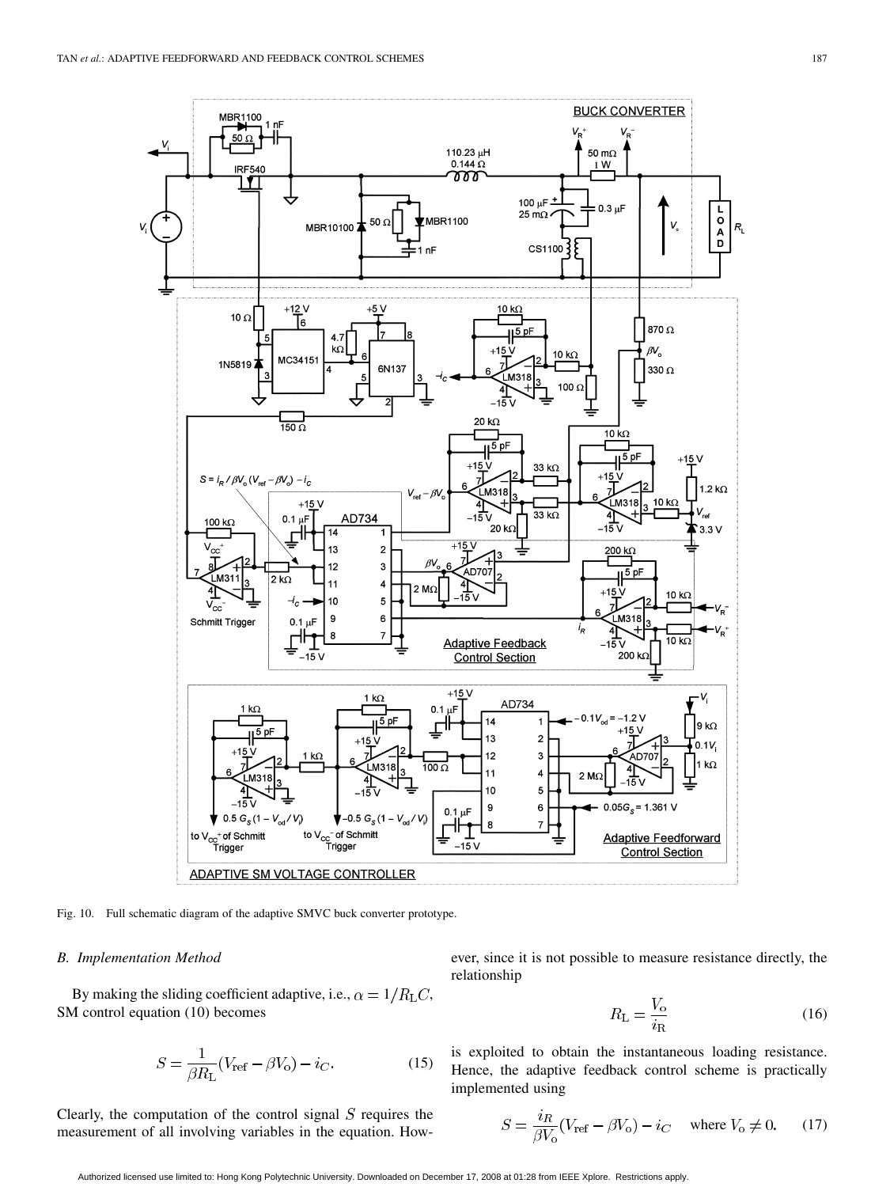Fig. 10. Full schematic diagram of the adaptive SMVC buck converter prototype.

### B. Implementation Method

By making the sliding coefficient adaptive, i.e., $\alpha = 1/R_{\rm L}C$, SM control equation (10) becomes

$$S = \frac{1}{\beta R_{\rm L}}(V_{\rm ref} - \beta V_{\rm o}) - i_C. \tag{15}$$

Clearly, the computation of the control signal $S$ requires the measurement of all involving variables in the equation. However, since it is not possible to measure resistance directly, the relationship

$$R_{\rm L} = \frac{V_{\rm o}}{i_{\rm R}} \tag{16}$$

is exploited to obtain the instantaneous loading resistance. Hence, the adaptive feedback control scheme is practically implemented using

$$S = \frac{i_R}{\beta V_{\rm o}}(V_{\rm ref} - \beta V_{\rm o}) - i_C \quad \text{where } V_{\rm o} \neq 0. \tag{17}$$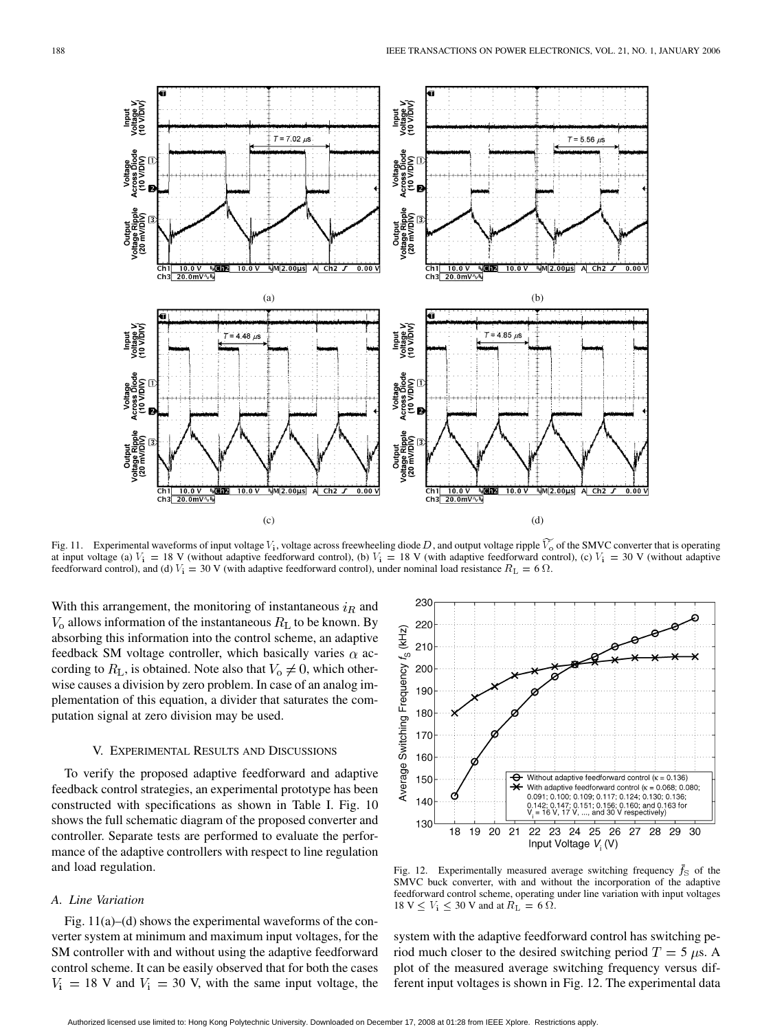Fig. 11. Experimental waveforms of input voltage $V_i$, voltage across freewheeling diode $D$, and output voltage ripple $\widetilde{V_o}$ of the SMVC converter that is operating at input voltage (a) $V_i = 18$ V (without adaptive feedforward control), (b) $V_i = 18$ V (with adaptive feedforward control), (c) $V_i = 30$ V (without adaptive feedforward control), and (d) $V_i = 30$ V (with adaptive feedforward control), under nominal load resistance $R_L = 6\ \Omega$.

With this arrangement, the monitoring of instantaneous $i_R$ and $V_o$ allows information of the instantaneous $R_L$ to be known. By absorbing this information into the control scheme, an adaptive feedback SM voltage controller, which basically varies $\alpha$ according to $R_L$, is obtained. Note also that $V_o \neq 0$, which otherwise causes a division by zero problem. In case of an analog implementation of this equation, a divider that saturates the computation signal at zero division may be used.

## V. Experimental Results and Discussions

To verify the proposed adaptive feedforward and adaptive feedback control strategies, an experimental prototype has been constructed with specifications as shown in Table I. Fig. 10 shows the full schematic diagram of the proposed converter and controller. Separate tests are performed to evaluate the performance of the adaptive controllers with respect to line regulation and load regulation.

### A. Line Variation

Fig. 11(a)–(d) shows the experimental waveforms of the converter system at minimum and maximum input voltages, for the SM controller with and without using the adaptive feedforward control scheme. It can be easily observed that for both the cases $V_i = 18$ V and $V_i = 30$ V, with the same input voltage, the system with the adaptive feedforward control has switching period much closer to the desired switching period $T = 5\ \mu$s. A plot of the measured average switching frequency versus different input voltages is shown in Fig. 12. The experimental data

Fig. 12. Experimentally measured average switching frequency $\bar{f}_S$ of the SMVC buck converter, with and without the incorporation of the adaptive feedforward control scheme, operating under line variation with input voltages $18\text{ V} \leq V_i \leq 30$ V and at $R_L = 6\ \Omega$.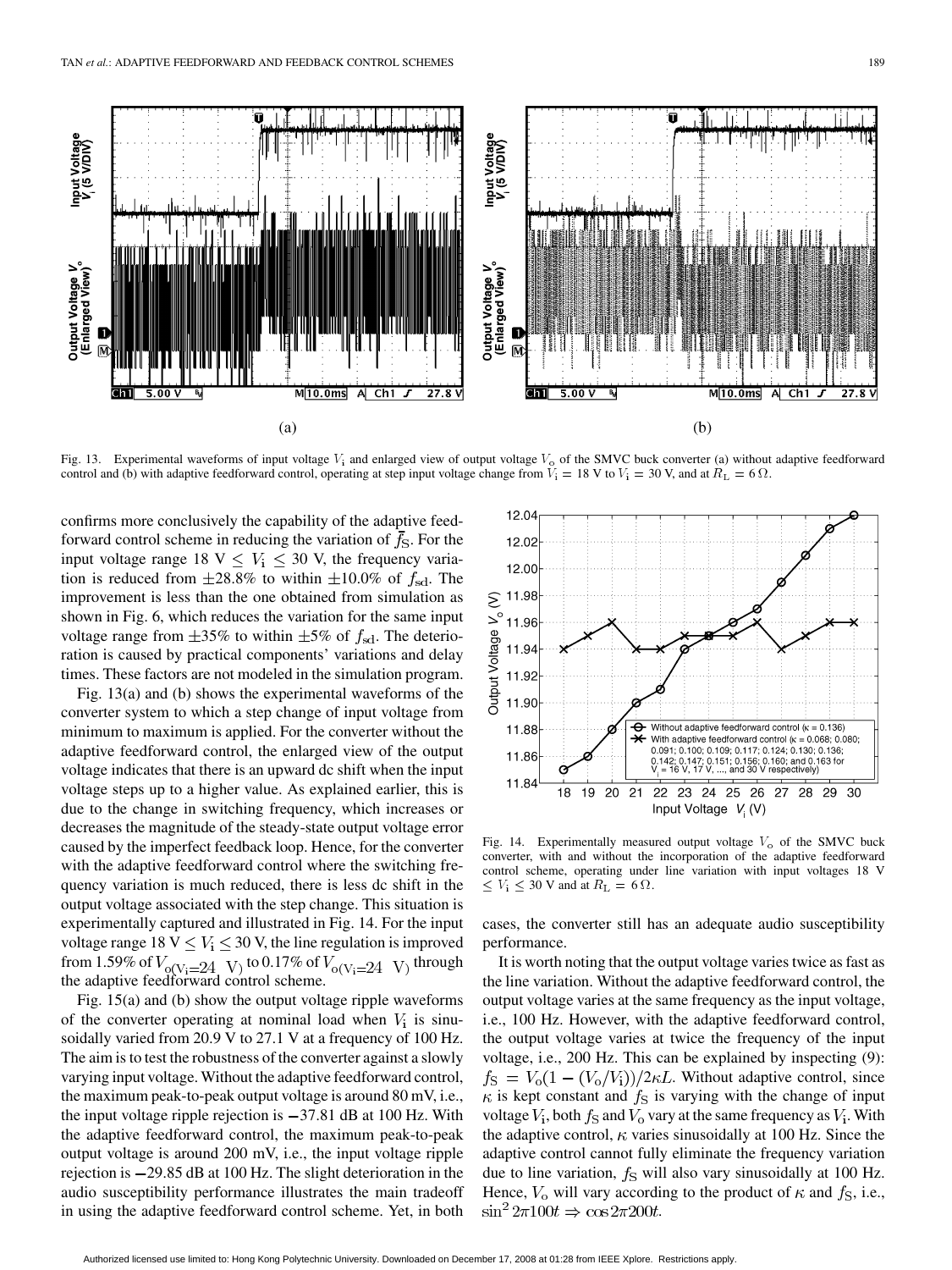Fig. 13. Experimental waveforms of input voltage $V_i$ and enlarged view of output voltage $V_o$ of the SMVC buck converter (a) without adaptive feedforward control and (b) with adaptive feedforward control, operating at step input voltage change from $V_i = 18$ V to $V_i = 30$ V, and at $R_L = 6\,\Omega$.

confirms more conclusively the capability of the adaptive feedforward control scheme in reducing the variation of $\bar{f}_S$. For the input voltage range 18 V $\leq V_i \leq$ 30 V, the frequency variation is reduced from $\pm 28.8\%$ to within $\pm 10.0\%$ of $f_{sd}$. The improvement is less than the one obtained from simulation as shown in Fig. 6, which reduces the variation for the same input voltage range from $\pm 35\%$ to within $\pm 5\%$ of $f_{sd}$. The deterioration is caused by practical components' variations and delay times. These factors are not modeled in the simulation program.

Fig. 13(a) and (b) shows the experimental waveforms of the converter system to which a step change of input voltage from minimum to maximum is applied. For the converter without the adaptive feedforward control, the enlarged view of the output voltage indicates that there is an upward dc shift when the input voltage steps up to a higher value. As explained earlier, this is due to the change in switching frequency, which increases or decreases the magnitude of the steady-state output voltage error caused by the imperfect feedback loop. Hence, for the converter with the adaptive feedforward control where the switching frequency variation is much reduced, there is less dc shift in the output voltage associated with the step change. This situation is experimentally captured and illustrated in Fig. 14. For the input voltage range 18 V $\leq V_i \leq$ 30 V, the line regulation is improved from 1.59% of $V_{o(V_i=24\ \mathrm{V})}$ to 0.17% of $V_{o(V_i=24\ \mathrm{V})}$ through the adaptive feedforward control scheme.

Fig. 15(a) and (b) show the output voltage ripple waveforms of the converter operating at nominal load when $V_i$ is sinusoidally varied from 20.9 V to 27.1 V at a frequency of 100 Hz. The aim is to test the robustness of the converter against a slowly varying input voltage. Without the adaptive feedforward control, the maximum peak-to-peak output voltage is around 80 mV, i.e., the input voltage ripple rejection is $-37.81$ dB at 100 Hz. With the adaptive feedforward control, the maximum peak-to-peak output voltage is around 200 mV, i.e., the input voltage ripple rejection is $-29.85$ dB at 100 Hz. The slight deterioration in the audio susceptibility performance illustrates the main tradeoff in using the adaptive feedforward control scheme. Yet, in both cases, the converter still has an adequate audio susceptibility performance.

Fig. 14. Experimentally measured output voltage $V_o$ of the SMVC buck converter, with and without the incorporation of the adaptive feedforward control scheme, operating under line variation with input voltages 18 V $\leq V_i \leq$ 30 V and at $R_L = 6\,\Omega$.

It is worth noting that the output voltage varies twice as fast as the line variation. Without the adaptive feedforward control, the output voltage varies at the same frequency as the input voltage, i.e., 100 Hz. However, with the adaptive feedforward control, the output voltage varies at twice the frequency of the input voltage, i.e., 200 Hz. This can be explained by inspecting (9): $f_S = V_o(1 - (V_o/V_i))/2\kappa L$. Without adaptive control, since $\kappa$ is kept constant and $f_S$ is varying with the change of input voltage $V_i$, both $f_S$ and $V_o$ vary at the same frequency as $V_i$. With the adaptive control, $\kappa$ varies sinusoidally at 100 Hz. Since the adaptive control cannot fully eliminate the frequency variation due to line variation, $f_S$ will also vary sinusoidally at 100 Hz. Hence, $V_o$ will vary according to the product of $\kappa$ and $f_S$, i.e., $\sin^2 2\pi 100t \Rightarrow \cos 2\pi 200t$.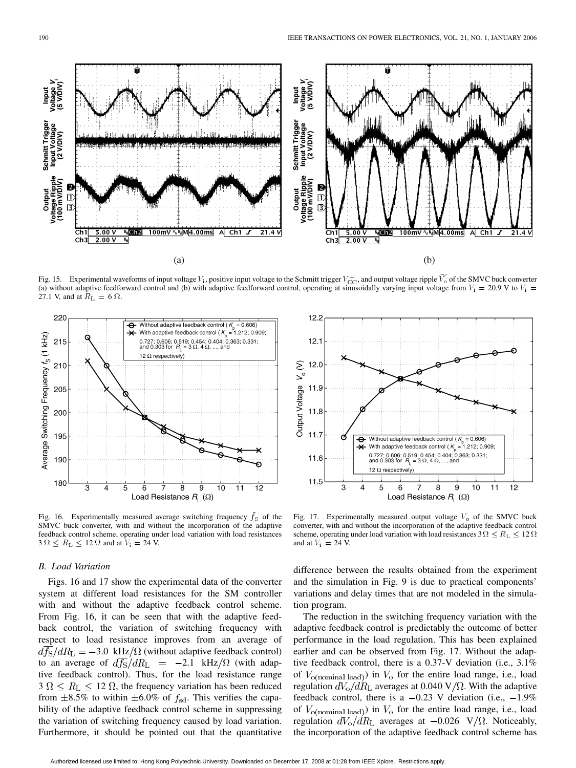Fig. 15. Experimental waveforms of input voltage $V_i$, positive input voltage to the Schmitt trigger $V_{CC}^{+}$, and output voltage ripple $\widetilde{V_o}$ of the SMVC buck converter (a) without adaptive feedforward control and (b) with adaptive feedforward control, operating at sinusoidally varying input voltage from $V_i = 20.9$ V to $V_i = 27.1$ V, and at $R_L = 6\ \Omega$.

Fig. 16. Experimentally measured average switching frequency $\bar{f}_S$ of the SMVC buck converter, with and without the incorporation of the adaptive feedback control scheme, operating under load variation with load resistances $3\ \Omega \leq R_L \leq 12\ \Omega$ and at $V_i = 24$ V.

Fig. 17. Experimentally measured output voltage $V_o$ of the SMVC buck converter, with and without the incorporation of the adaptive feedback control scheme, operating under load variation with load resistances $3\ \Omega \leq R_L \leq 12\ \Omega$ and at $V_i = 24$ V.

### B. Load Variation

Figs. 16 and 17 show the experimental data of the converter system at different load resistances for the SM controller with and without the adaptive feedback control scheme. From Fig. 16, it can be seen that with the adaptive feedback control, the variation of switching frequency with respect to load resistance improves from an average of $d\bar{f_S}/dR_L = -3.0$ kHz/$\Omega$ (without adaptive feedback control) to an average of $d\bar{f_S}/dR_L = -2.1$ kHz/$\Omega$ (with adaptive feedback control). Thus, for the load resistance range $3\ \Omega \leq R_L \leq 12\ \Omega$, the frequency variation has been reduced from $\pm 8.5\%$ to within $\pm 6.0\%$ of $f_{sd}$. This verifies the capability of the adaptive feedback control scheme in suppressing the variation of switching frequency caused by load variation. Furthermore, it should be pointed out that the quantitative difference between the results obtained from the experiment and the simulation in Fig. 9 is due to practical components' variations and delay times that are not modeled in the simulation program.

The reduction in the switching frequency variation with the adaptive feedback control is predictably the outcome of better performance in the load regulation. This has been explained earlier and can be observed from Fig. 17. Without the adaptive feedback control, there is a 0.37-V deviation (i.e., 3.1% of $V_{o(\text{nominal load})}$) in $V_o$ for the entire load range, i.e., load regulation $dV_o/dR_L$ averages at 0.040 V/$\Omega$. With the adaptive feedback control, there is a $-0.23$ V deviation (i.e., $-1.9\%$ of $V_{o(\text{nominal load})}$) in $V_o$ for the entire load range, i.e., load regulation $dV_o/dR_L$ averages at $-0.026$ V/$\Omega$. Noticeably, the incorporation of the adaptive feedback control scheme has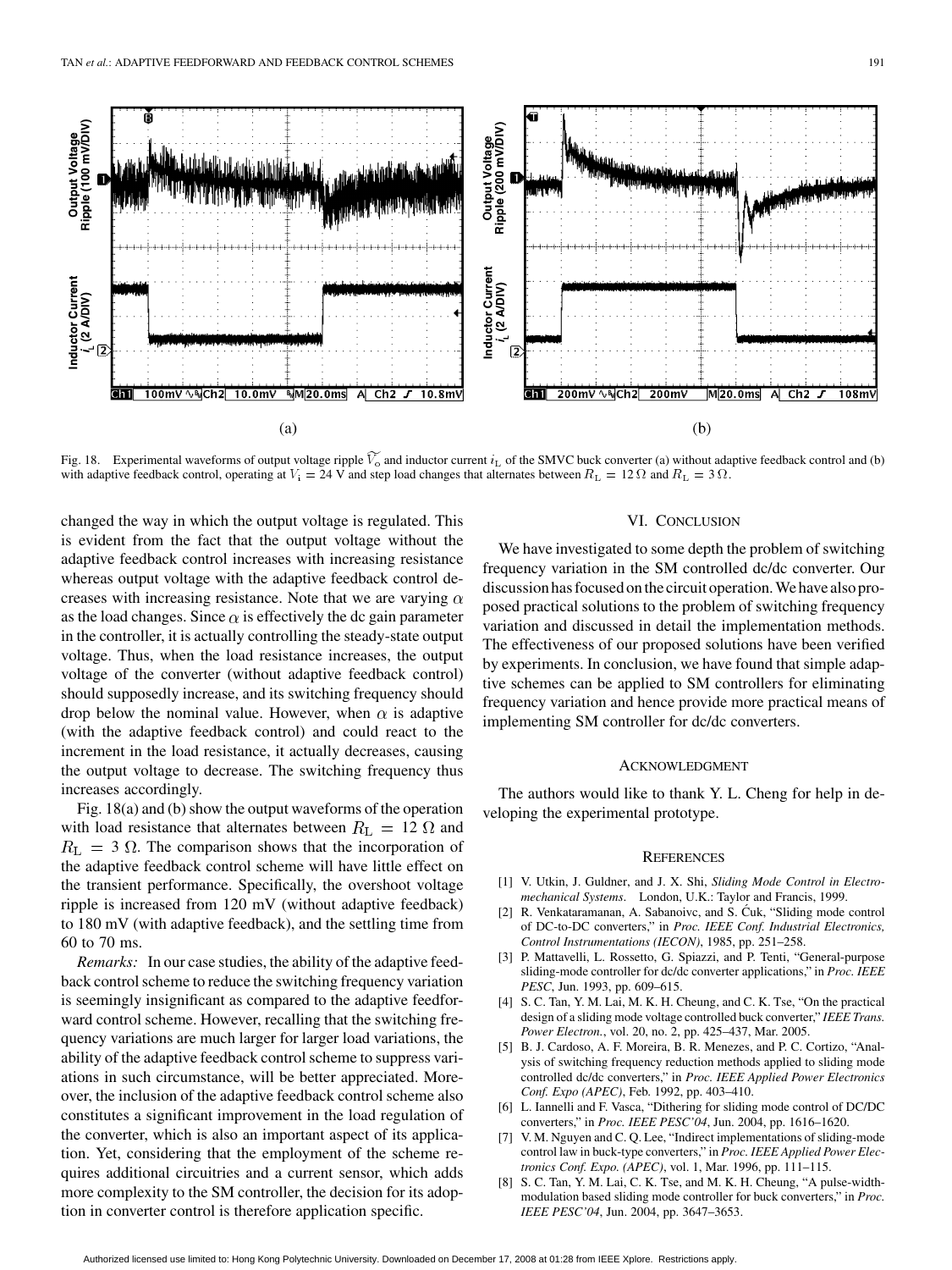Output Voltage Ripple (100 mV/DIV)

Inductor Current $i_L$ (2 A/DIV)

Ch1 100mV Ch2 10.0mV M 20.0ms A Ch2 10.8mV

(a)

Output Voltage Ripple (200 mV/DIV)

Inductor Current $i_L$ (2 A/DIV)

Ch1 200mV Ch2 200mV M 20.0ms A Ch2 108mV

(b)

Fig. 18. Experimental waveforms of output voltage ripple $\widetilde{V_o}$ and inductor current $i_L$ of the SMVC buck converter (a) without adaptive feedback control and (b) with adaptive feedback control, operating at $V_i = 24$ V and step load changes that alternates between $R_L = 12\,\Omega$ and $R_L = 3\,\Omega$.

changed the way in which the output voltage is regulated. This is evident from the fact that the output voltage without the adaptive feedback control increases with increasing resistance whereas output voltage with the adaptive feedback control decreases with increasing resistance. Note that we are varying $\alpha$ as the load changes. Since $\alpha$ is effectively the dc gain parameter in the controller, it is actually controlling the steady-state output voltage. Thus, when the load resistance increases, the output voltage of the converter (without adaptive feedback control) should supposedly increase, and its switching frequency should drop below the nominal value. However, when $\alpha$ is adaptive (with the adaptive feedback control) and could react to the increment in the load resistance, it actually decreases, causing the output voltage to decrease. The switching frequency thus increases accordingly.

Fig. 18(a) and (b) show the output waveforms of the operation with load resistance that alternates between $R_L = 12\,\Omega$ and $R_L = 3\,\Omega$. The comparison shows that the incorporation of the adaptive feedback control scheme will have little effect on the transient performance. Specifically, the overshoot voltage ripple is increased from 120 mV (without adaptive feedback) to 180 mV (with adaptive feedback), and the settling time from 60 to 70 ms.

*Remarks:* In our case studies, the ability of the adaptive feedback control scheme to reduce the switching frequency variation is seemingly insignificant as compared to the adaptive feedforward control scheme. However, recalling that the switching frequency variations are much larger for larger load variations, the ability of the adaptive feedback control scheme to suppress variations in such circumstance, will be better appreciated. Moreover, the inclusion of the adaptive feedback control scheme also constitutes a significant improvement in the load regulation of the converter, which is also an important aspect of its application. Yet, considering that the employment of the scheme requires additional circuitries and a current sensor, which adds more complexity to the SM controller, the decision for its adoption in converter control is therefore application specific.

## VI. Conclusion

We have investigated to some depth the problem of switching frequency variation in the SM controlled dc/dc converter. Our discussion has focused on the circuit operation. We have also proposed practical solutions to the problem of switching frequency variation and discussed in detail the implementation methods. The effectiveness of our proposed solutions have been verified by experiments. In conclusion, we have found that simple adaptive schemes can be applied to SM controllers for eliminating frequency variation and hence provide more practical means of implementing SM controller for dc/dc converters.

## Acknowledgment

The authors would like to thank Y. L. Cheng for help in developing the experimental prototype.

## References

[1] V. Utkin, J. Guldner, and J. X. Shi, *Sliding Mode Control in Electromechanical Systems*. London, U.K.: Taylor and Francis, 1999.

[2] R. Venkataramanan, A. Sabanoivc, and S. Ćuk, "Sliding mode control of DC-to-DC converters," in *Proc. IEEE Conf. Industrial Electronics, Control Instrumentations (IECON)*, 1985, pp. 251–258.

[3] P. Mattavelli, L. Rossetto, G. Spiazzi, and P. Tenti, "General-purpose sliding-mode controller for dc/dc converter applications," in *Proc. IEEE PESC*, Jun. 1993, pp. 609–615.

[4] S. C. Tan, Y. M. Lai, M. K. H. Cheung, and C. K. Tse, "On the practical design of a sliding mode voltage controlled buck converter," *IEEE Trans. Power Electron.*, vol. 20, no. 2, pp. 425–437, Mar. 2005.

[5] B. J. Cardoso, A. F. Moreira, B. R. Menezes, and P. C. Cortizo, "Analysis of switching frequency reduction methods applied to sliding mode controlled dc/dc converters," in *Proc. IEEE Applied Power Electronics Conf. Expo (APEC)*, Feb. 1992, pp. 403–410.

[6] L. Iannelli and F. Vasca, "Dithering for sliding mode control of DC/DC converters," in *Proc. IEEE PESC'04*, Jun. 2004, pp. 1616–1620.

[7] V. M. Nguyen and C. Q. Lee, "Indirect implementations of sliding-mode control law in buck-type converters," in *Proc. IEEE Applied Power Electronics Conf. Expo. (APEC)*, vol. 1, Mar. 1996, pp. 111–115.

[8] S. C. Tan, Y. M. Lai, C. K. Tse, and M. K. H. Cheung, "A pulse-width-modulation based sliding mode controller for buck converters," in *Proc. IEEE PESC'04*, Jun. 2004, pp. 3647–3653.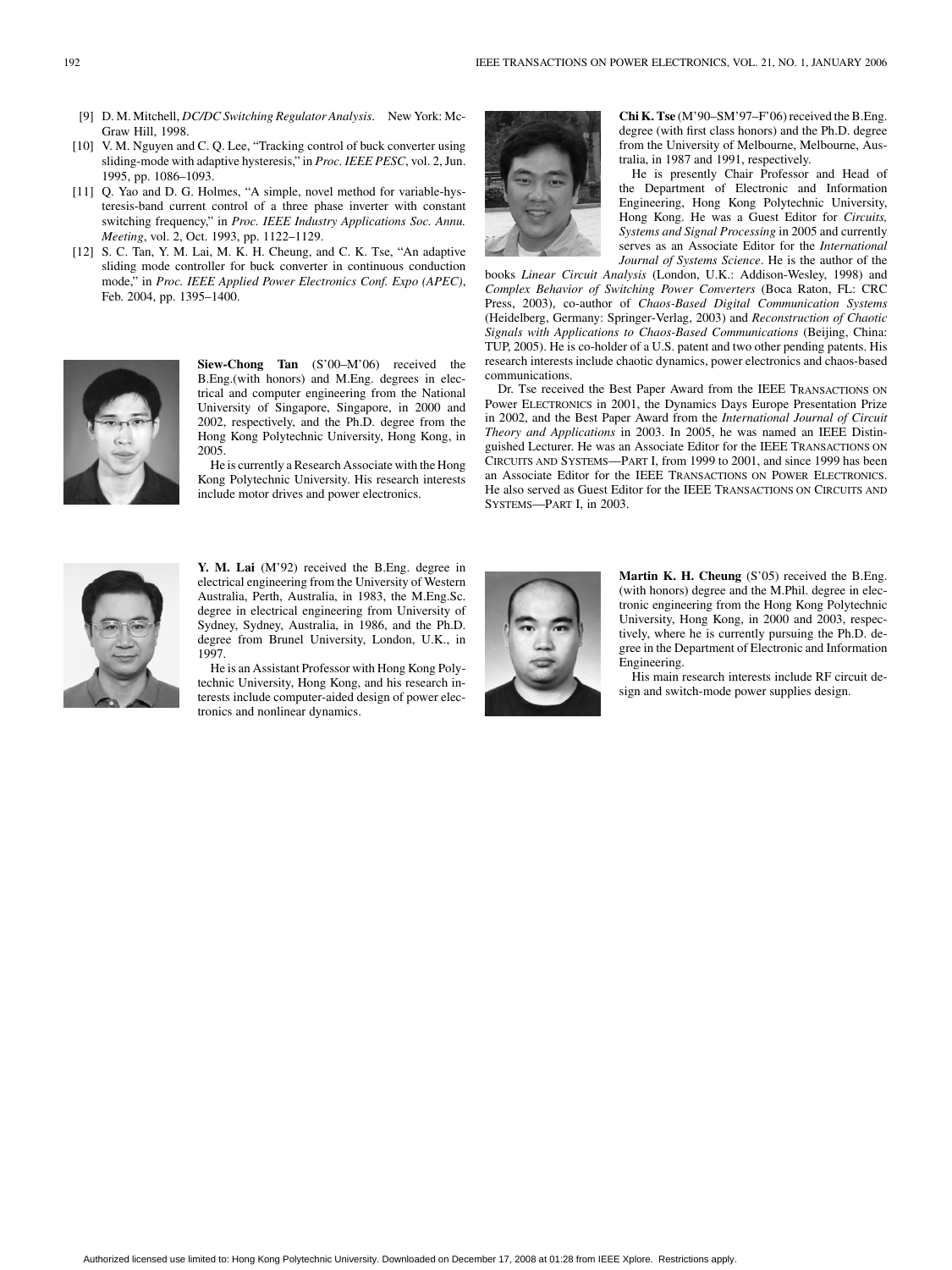[9] D. M. Mitchell, *DC/DC Switching Regulator Analysis*. New York: McGraw Hill, 1998.

[10] V. M. Nguyen and C. Q. Lee, "Tracking control of buck converter using sliding-mode with adaptive hysteresis," in *Proc. IEEE PESC*, vol. 2, Jun. 1995, pp. 1086–1093.

[11] Q. Yao and D. G. Holmes, "A simple, novel method for variable-hysteresis-band current control of a three phase inverter with constant switching frequency," in *Proc. IEEE Industry Applications Soc. Annu. Meeting*, vol. 2, Oct. 1993, pp. 1122–1129.

[12] S. C. Tan, Y. M. Lai, M. K. H. Cheung, and C. K. Tse, "An adaptive sliding mode controller for buck converter in continuous conduction mode," in *Proc. IEEE Applied Power Electronics Conf. Expo (APEC)*, Feb. 2004, pp. 1395–1400.

**Siew-Chong Tan** (S'00–M'06) received the B.Eng.(with honors) and M.Eng. degrees in electrical and computer engineering from the National University of Singapore, Singapore, in 2000 and 2002, respectively, and the Ph.D. degree from the Hong Kong Polytechnic University, Hong Kong, in 2005.

He is currently a Research Associate with the Hong Kong Polytechnic University. His research interests include motor drives and power electronics.

**Y. M. Lai** (M'92) received the B.Eng. degree in electrical engineering from the University of Western Australia, Perth, Australia, in 1983, the M.Eng.Sc. degree in electrical engineering from University of Sydney, Sydney, Australia, in 1986, and the Ph.D. degree from Brunel University, London, U.K., in 1997.

He is an Assistant Professor with Hong Kong Polytechnic University, Hong Kong, and his research interests include computer-aided design of power electronics and nonlinear dynamics.

**Chi K. Tse** (M'90–SM'97–F'06) received the B.Eng. degree (with first class honors) and the Ph.D. degree from the University of Melbourne, Melbourne, Australia, in 1987 and 1991, respectively.

He is presently Chair Professor and Head of the Department of Electronic and Information Engineering, Hong Kong Polytechnic University, Hong Kong. He was a Guest Editor for *Circuits, Systems and Signal Processing* in 2005 and currently serves as an Associate Editor for the *International Journal of Systems Science*. He is the author of the books *Linear Circuit Analysis* (London, U.K.: Addison-Wesley, 1998) and *Complex Behavior of Switching Power Converters* (Boca Raton, FL: CRC Press, 2003), co-author of *Chaos-Based Digital Communication Systems* (Heidelberg, Germany: Springer-Verlag, 2003) and *Reconstruction of Chaotic Signals with Applications to Chaos-Based Communications* (Beijing, China: TUP, 2005). He is co-holder of a U.S. patent and two other pending patents. His research interests include chaotic dynamics, power electronics and chaos-based communications.

Dr. Tse received the Best Paper Award from the IEEE TRANSACTIONS ON POWER ELECTRONICS in 2001, the Dynamics Days Europe Presentation Prize in 2002, and the Best Paper Award from the *International Journal of Circuit Theory and Applications* in 2003. In 2005, he was named an IEEE Distinguished Lecturer. He was an Associate Editor for the IEEE TRANSACTIONS ON CIRCUITS AND SYSTEMS—PART I, from 1999 to 2001, and since 1999 has been an Associate Editor for the IEEE TRANSACTIONS ON POWER ELECTRONICS. He also served as Guest Editor for the IEEE TRANSACTIONS ON CIRCUITS AND SYSTEMS—PART I, in 2003.

**Martin K. H. Cheung** (S'05) received the B.Eng. (with honors) degree and the M.Phil. degree in electronic engineering from the Hong Kong Polytechnic University, Hong Kong, in 2000 and 2003, respectively, where he is currently pursuing the Ph.D. degree in the Department of Electronic and Information Engineering.

His main research interests include RF circuit design and switch-mode power supplies design.